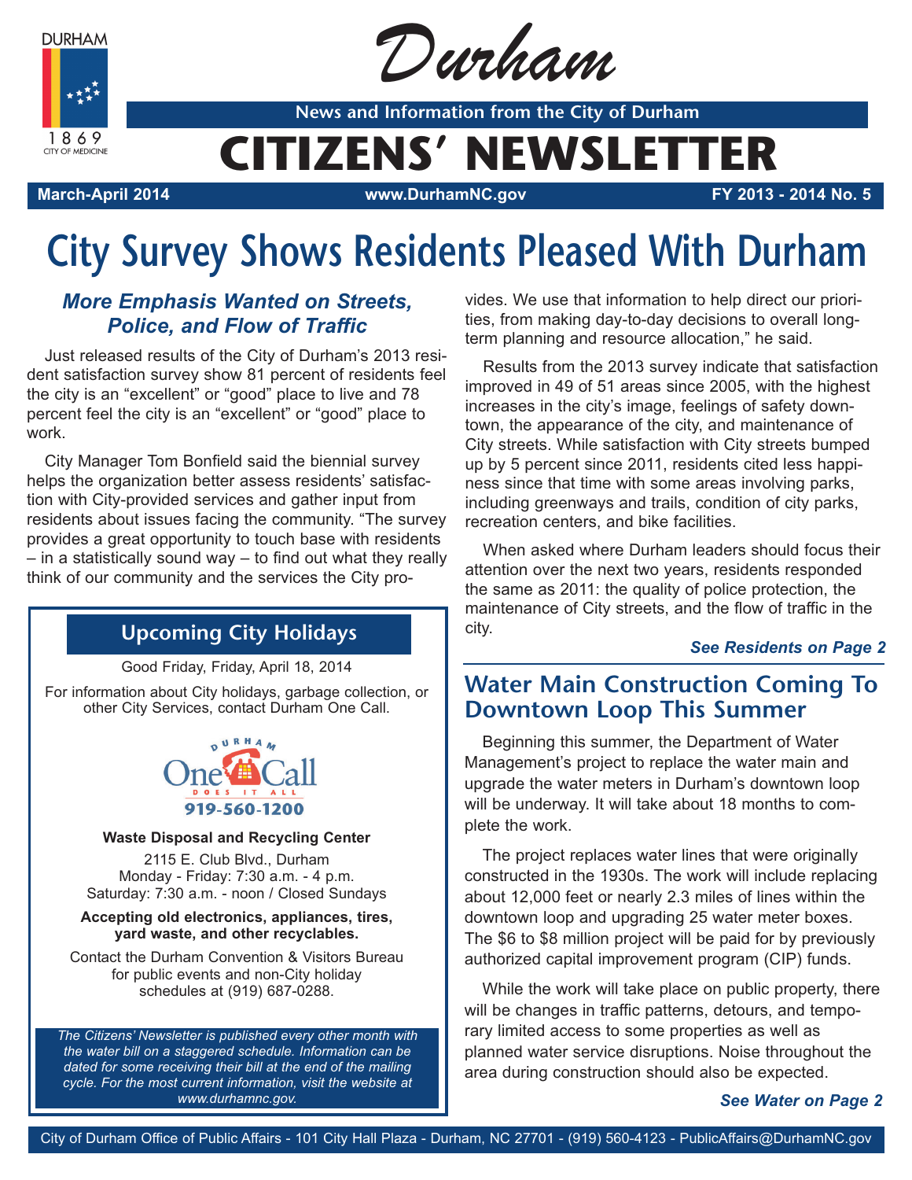DURHAM

1869

CITY OF MEDICINE

# Durham

News and Information from the City of Durham

# CITIZENS' NEWSLETTER

**March-April 2014** www.DurhamNC.gov **FY 2013 - 2014 No. 5**

# City Survey Shows Residents Pleased With Durham

### *More Emphasis Wanted on Streets, Police, and Flow of Traffic*

Just released results of the City of Durham's 2013 resident satisfaction survey show 81 percent of residents feel the city is an "excellent" or "good" place to live and 78 percent feel the city is an "excellent" or "good" place to work.

City Manager Tom Bonfield said the biennial survey helps the organization better assess residents' satisfaction with City-provided services and gather input from residents about issues facing the community. "The survey provides a great opportunity to touch base with residents – in a statistically sound way – to find out what they really think of our community and the services the City provides. We use that information to help direct our priorities, from making day-to-day decisions to overall long-term planning and resource allocation," he said.

Results from the 2013 survey indicate that satisfaction improved in 49 of 51 areas since 2005, with the highest increases in the city's image, feelings of safety downtown, the appearance of the city, and maintenance of City streets. While satisfaction with City streets bumped up by 5 percent since 2011, residents cited less happiness since that time with some areas involving parks, including greenways and trails, condition of city parks, recreation centers, and bike facilities.

When asked where Durham leaders should focus their attention over the next two years, residents responded the same as 2011: the quality of police protection, the maintenance of City streets, and the flow of traffic in the city.

***See Residents on Page 2***

## Upcoming City Holidays

Good Friday, Friday, April 18, 2014

For information about City holidays, garbage collection, or other City Services, contact Durham One Call.

DURHAM One Call DOES IT ALL 919-560-1200

**Waste Disposal and Recycling Center**

2115 E. Club Blvd., Durham
Monday - Friday: 7:30 a.m. - 4 p.m.
Saturday: 7:30 a.m. - noon / Closed Sundays

**Accepting old electronics, appliances, tires, yard waste, and other recyclables.**

Contact the Durham Convention & Visitors Bureau for public events and non-City holiday schedules at (919) 687-0288.

*The Citizens' Newsletter is published every other month with the water bill on a staggered schedule. Information can be dated for some receiving their bill at the end of the mailing cycle. For the most current information, visit the website at www.durhamnc.gov.*

## Water Main Construction Coming To Downtown Loop This Summer

Beginning this summer, the Department of Water Management's project to replace the water main and upgrade the water meters in Durham's downtown loop will be underway. It will take about 18 months to complete the work.

The project replaces water lines that were originally constructed in the 1930s. The work will include replacing about 12,000 feet or nearly 2.3 miles of lines within the downtown loop and upgrading 25 water meter boxes. The $6 to $8 million project will be paid for by previously authorized capital improvement program (CIP) funds.

While the work will take place on public property, there will be changes in traffic patterns, detours, and temporary limited access to some properties as well as planned water service disruptions. Noise throughout the area during construction should also be expected.

***See Water on Page 2***

City of Durham Office of Public Affairs - 101 City Hall Plaza - Durham, NC 27701 - (919) 560-4123 - PublicAffairs@DurhamNC.gov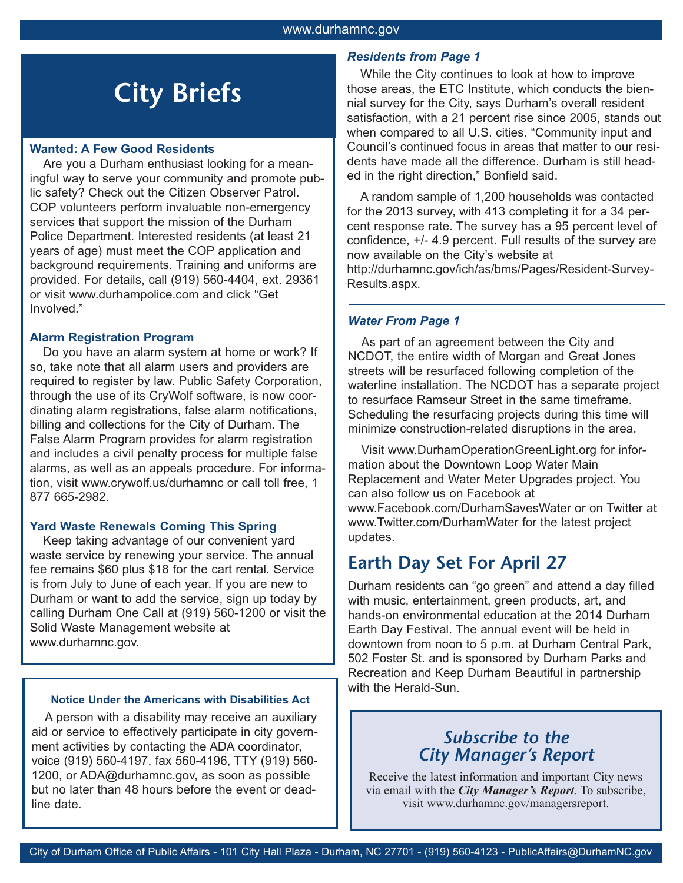# City Briefs

### Wanted: A Few Good Residents

Are you a Durham enthusiast looking for a meaningful way to serve your community and promote public safety? Check out the Citizen Observer Patrol. COP volunteers perform invaluable non-emergency services that support the mission of the Durham Police Department. Interested residents (at least 21 years of age) must meet the COP application and background requirements. Training and uniforms are provided. For details, call (919) 560-4404, ext. 29361 or visit www.durhampolice.com and click "Get Involved."

### Alarm Registration Program

Do you have an alarm system at home or work? If so, take note that all alarm users and providers are required to register by law. Public Safety Corporation, through the use of its CryWolf software, is now coordinating alarm registrations, false alarm notifications, billing and collections for the City of Durham. The False Alarm Program provides for alarm registration and includes a civil penalty process for multiple false alarms, as well as an appeals procedure. For information, visit www.crywolf.us/durhamnc or call toll free, 1 877 665-2982.

### Yard Waste Renewals Coming This Spring

Keep taking advantage of our convenient yard waste service by renewing your service. The annual fee remains $60 plus $18 for the cart rental. Service is from July to June of each year. If you are new to Durham or want to add the service, sign up today by calling Durham One Call at (919) 560-1200 or visit the Solid Waste Management website at www.durhamnc.gov.

### Notice Under the Americans with Disabilities Act

A person with a disability may receive an auxiliary aid or service to effectively participate in city government activities by contacting the ADA coordinator, voice (919) 560-4197, fax 560-4196, TTY (919) 560-1200, or ADA@durhamnc.gov, as soon as possible but no later than 48 hours before the event or deadline date.

### *Residents from Page 1*

While the City continues to look at how to improve those areas, the ETC Institute, which conducts the biennial survey for the City, says Durham's overall resident satisfaction, with a 21 percent rise since 2005, stands out when compared to all U.S. cities. "Community input and Council's continued focus in areas that matter to our residents have made all the difference. Durham is still headed in the right direction," Bonfield said.

A random sample of 1,200 households was contacted for the 2013 survey, with 413 completing it for a 34 percent response rate. The survey has a 95 percent level of confidence, +/- 4.9 percent. Full results of the survey are now available on the City's website at http://durhamnc.gov/ich/as/bms/Pages/Resident-Survey-Results.aspx.

### *Water From Page 1*

As part of an agreement between the City and NCDOT, the entire width of Morgan and Great Jones streets will be resurfaced following completion of the waterline installation. The NCDOT has a separate project to resurface Ramseur Street in the same timeframe. Scheduling the resurfacing projects during this time will minimize construction-related disruptions in the area.

Visit www.DurhamOperationGreenLight.org for information about the Downtown Loop Water Main Replacement and Water Meter Upgrades project. You can also follow us on Facebook at www.Facebook.com/DurhamSavesWater or on Twitter at www.Twitter.com/DurhamWater for the latest project updates.

## Earth Day Set For April 27

Durham residents can "go green" and attend a day filled with music, entertainment, green products, art, and hands-on environmental education at the 2014 Durham Earth Day Festival. The annual event will be held in downtown from noon to 5 p.m. at Durham Central Park, 502 Foster St. and is sponsored by Durham Parks and Recreation and Keep Durham Beautiful in partnership with the Herald-Sun.

### *Subscribe to the City Manager's Report*

Receive the latest information and important City news via email with the ***City Manager's Report***. To subscribe, visit www.durhamnc.gov/managersreport.

City of Durham Office of Public Affairs - 101 City Hall Plaza - Durham, NC 27701 - (919) 560-4123 - PublicAffairs@DurhamNC.gov